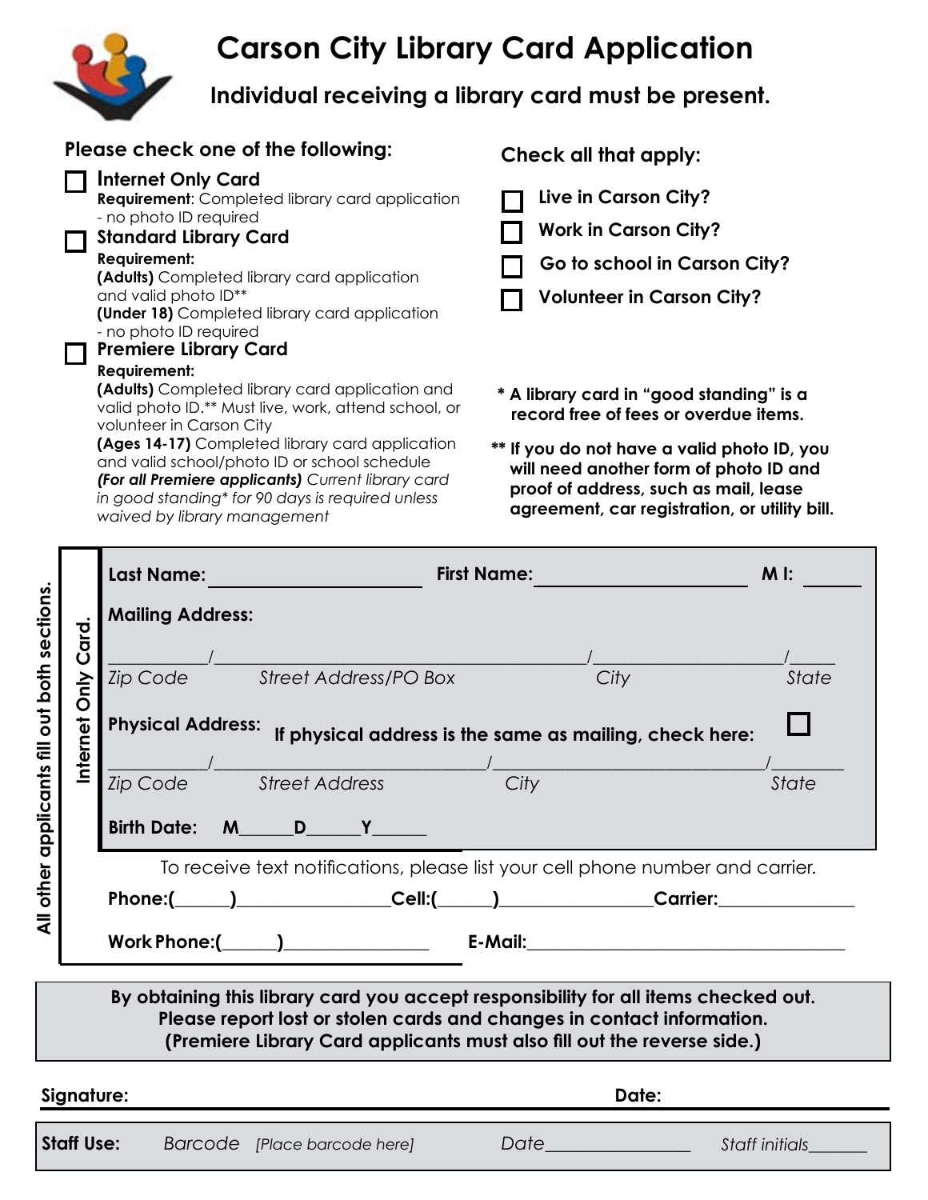# Carson City Library Card Application

## Individual receiving a library card must be present.

**Please check one of the following:**

☐ **Internet Only Card**
**Requirement**: Completed library card application - no photo ID required

☐ **Standard Library Card**
**Requirement:**
**(Adults)** Completed library card application and valid photo ID**
**(Under 18)** Completed library card application - no photo ID required

☐ **Premiere Library Card**
**Requirement:**
**(Adults)** Completed library card application and valid photo ID.** Must live, work, attend school, or volunteer in Carson City
**(Ages 14-17)** Completed library card application and valid school/photo ID or school schedule
***(For all Premiere applicants)*** *Current library card in good standing* for 90 days is required unless waived by library management*

**Check all that apply:**

☐ **Live in Carson City?**
☐ **Work in Carson City?**
☐ **Go to school in Carson City?**
☐ **Volunteer in Carson City?**

**\* A library card in "good standing" is a record free of fees or overdue items.**

**\*\* If you do not have a valid photo ID, you will need another form of photo ID and proof of address, such as mail, lease agreement, car registration, or utility bill.**

---

*All other applicants fill out both sections.* / *Internet Only Card.*

**Last Name:** ____________________ **First Name:** ____________________ **M I:** ______

**Mailing Address:**

__________/____________________________________/____________________/_____
*Zip Code* *Street Address/PO Box* *City* *State*

**Physical Address:** **If physical address is the same as mailing, check here:** ☐

__________/__________________________/__________________________/________
*Zip Code* *Street Address* *City* *State*

**Birth Date: M______D______Y______**

To receive text notifications, please list your cell phone number and carrier.

**Phone:(______)________________Cell:(______)________________Carrier:______________**

**Work Phone:(______)________________ E-Mail:__________________________________**

---

**By obtaining this library card you accept responsibility for all items checked out.**
**Please report lost or stolen cards and changes in contact information.**
**(Premiere Library Card applicants must also fill out the reverse side.)**

**Signature:** **Date:**

**Staff Use:** *Barcode* *[Place barcode here]* *Date________________* *Staff initials_______*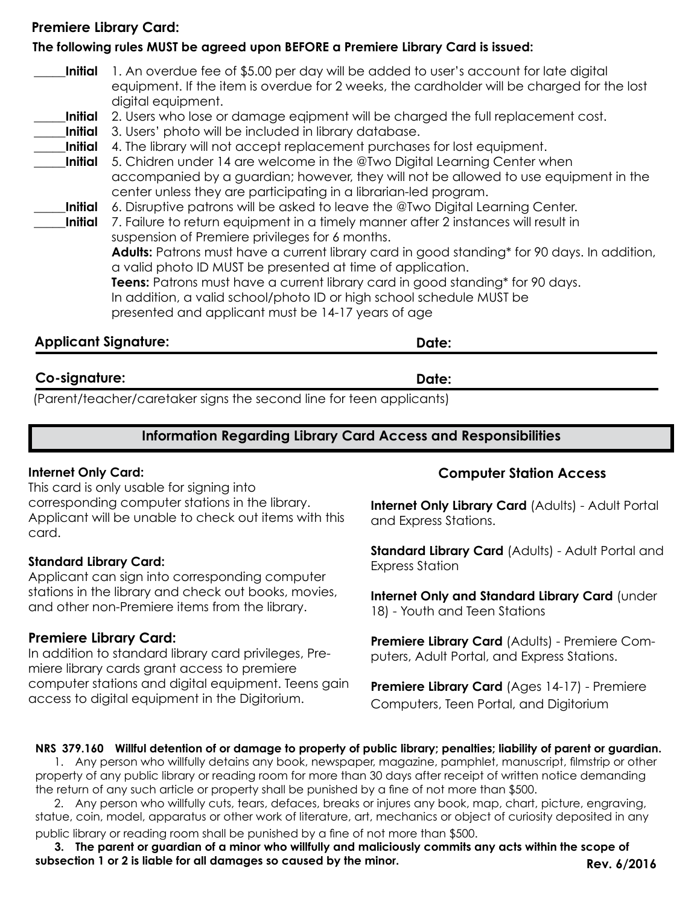## Premiere Library Card:

**The following rules MUST be agreed upon BEFORE a Premiere Library Card is issued:**

_____**Initial** 1. An overdue fee of $5.00 per day will be added to user's account for late digital equipment. If the item is overdue for 2 weeks, the cardholder will be charged for the lost digital equipment.

_____**Initial** 2. Users who lose or damage eqipment will be charged the full replacement cost.

_____**Initial** 3. Users' photo will be included in library database.

_____**Initial** 4. The library will not accept replacement purchases for lost equipment.

_____**Initial** 5. Chidren under 14 are welcome in the @Two Digital Learning Center when accompanied by a guardian; however, they will not be allowed to use equipment in the center unless they are participating in a librarian-led program.

_____**Initial** 6. Disruptive patrons will be asked to leave the @Two Digital Learning Center.

_____**Initial** 7. Failure to return equipment in a timely manner after 2 instances will result in suspension of Premiere privileges for 6 months.

**Adults:** Patrons must have a current library card in good standing* for 90 days. In addition, a valid photo ID MUST be presented at time of application.

**Teens:** Patrons must have a current library card in good standing* for 90 days. In addition, a valid school/photo ID or high school schedule MUST be presented and applicant must be 14-17 years of age

**Applicant Signature:** ______________________ **Date:** ______________________

**Co-signature:** ______________________ **Date:** ______________________

(Parent/teacher/caretaker signs the second line for teen applicants)

## Information Regarding Library Card Access and Responsibilities

**Internet Only Card:**
This card is only usable for signing into corresponding computer stations in the library. Applicant will be unable to check out items with this card.

**Standard Library Card:**
Applicant can sign into corresponding computer stations in the library and check out books, movies, and other non-Premiere items from the library.

**Premiere Library Card:**
In addition to standard library card privileges, Premiere library cards grant access to premiere computer stations and digital equipment. Teens gain access to digital equipment in the Digitorium.

### Computer Station Access

**Internet Only Library Card** (Adults) - Adult Portal and Express Stations.

**Standard Library Card** (Adults) - Adult Portal and Express Station

**Internet Only and Standard Library Card** (under 18) - Youth and Teen Stations

**Premiere Library Card** (Adults) - Premiere Computers, Adult Portal, and Express Stations.

**Premiere Library Card** (Ages 14-17) - Premiere Computers, Teen Portal, and Digitorium

**NRS 379.160 Willful detention of or damage to property of public library; penalties; liability of parent or guardian.**

1. Any person who willfully detains any book, newspaper, magazine, pamphlet, manuscript, filmstrip or other property of any public library or reading room for more than 30 days after receipt of written notice demanding the return of any such article or property shall be punished by a fine of not more than $500.

2. Any person who willfully cuts, tears, defaces, breaks or injures any book, map, chart, picture, engraving, statue, coin, model, apparatus or other work of literature, art, mechanics or object of curiosity deposited in any public library or reading room shall be punished by a fine of not more than $500.

**3. The parent or guardian of a minor who willfully and maliciously commits any acts within the scope of subsection 1 or 2 is liable for all damages so caused by the minor.**

**Rev. 6/2016**